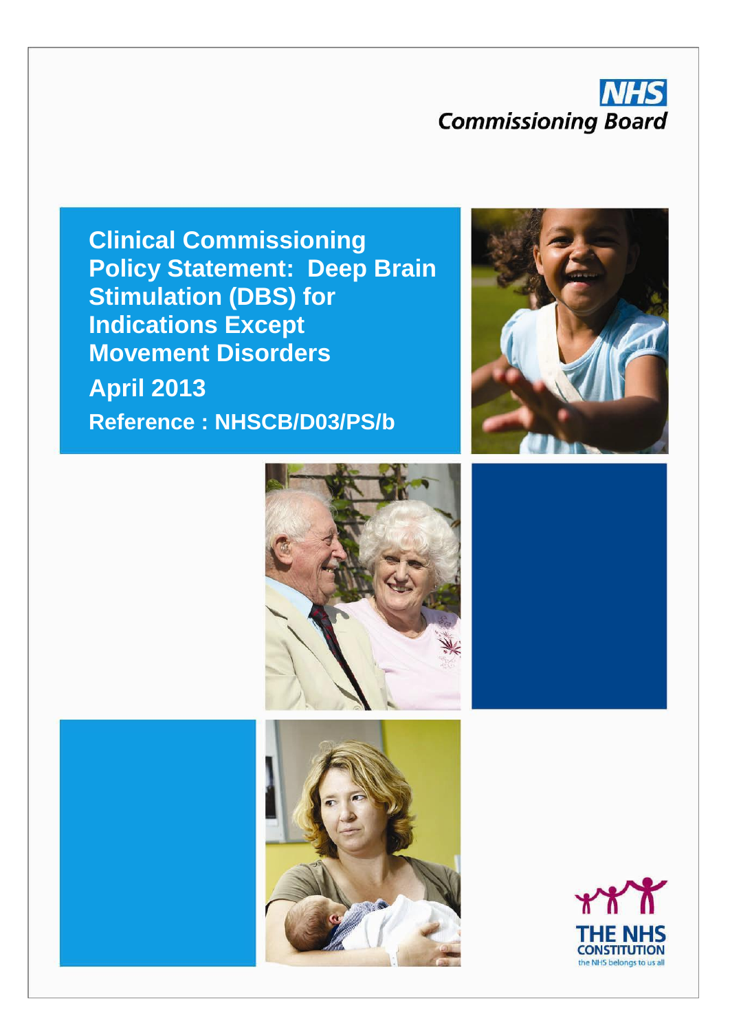NHS Commissioning Board

# Clinical Commissioning Policy Statement: Deep Brain Stimulation (DBS) for Indications Except Movement Disorders

**April 2013**

**Reference : NHSCB/D03/PS/b**

THE NHS CONSTITUTION
the NHS belongs to us all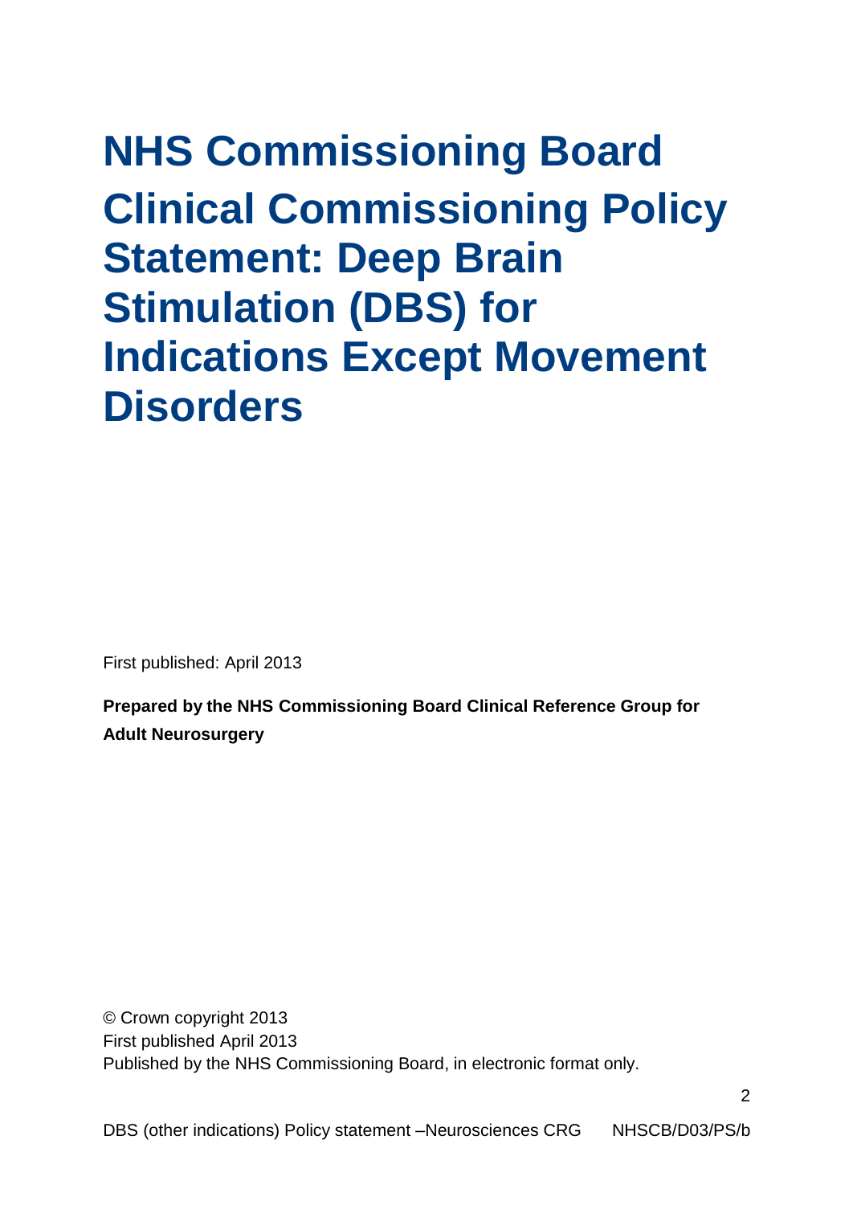# NHS Commissioning Board Clinical Commissioning Policy Statement: Deep Brain Stimulation (DBS) for Indications Except Movement Disorders

First published: April 2013

**Prepared by the NHS Commissioning Board Clinical Reference Group for Adult Neurosurgery**

© Crown copyright 2013
First published April 2013
Published by the NHS Commissioning Board, in electronic format only.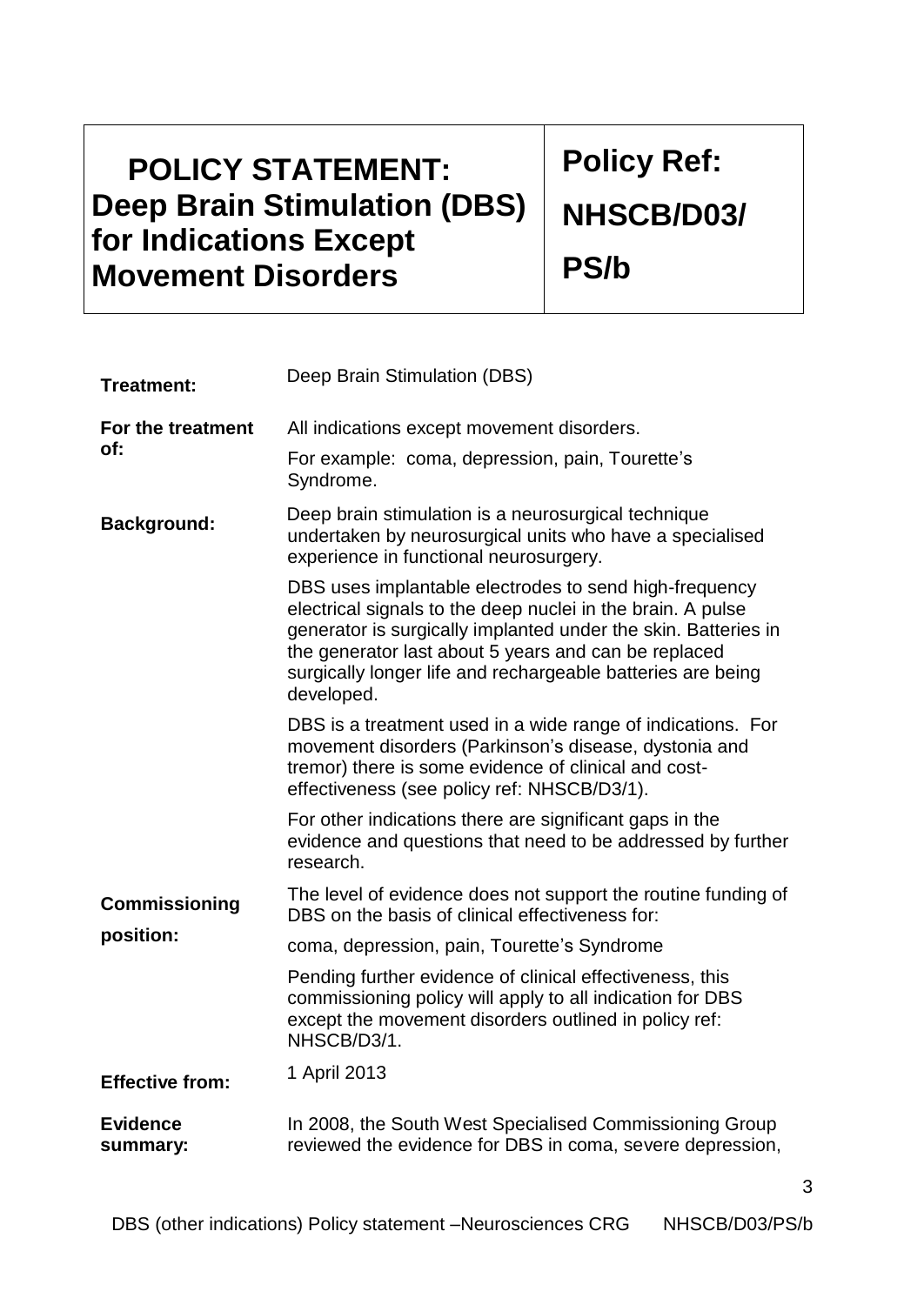| **POLICY STATEMENT: Deep Brain Stimulation (DBS) for Indications Except Movement Disorders** | **Policy Ref: NHSCB/D03/ PS/b** |
|---|---|

| | |
|---|---|
| **Treatment:** | Deep Brain Stimulation (DBS) |
| **For the treatment of:** | All indications except movement disorders.<br><br>For example: coma, depression, pain, Tourette's Syndrome. |
| **Background:** | Deep brain stimulation is a neurosurgical technique undertaken by neurosurgical units who have a specialised experience in functional neurosurgery.<br><br>DBS uses implantable electrodes to send high-frequency electrical signals to the deep nuclei in the brain. A pulse generator is surgically implanted under the skin. Batteries in the generator last about 5 years and can be replaced surgically longer life and rechargeable batteries are being developed.<br><br>DBS is a treatment used in a wide range of indications. For movement disorders (Parkinson's disease, dystonia and tremor) there is some evidence of clinical and cost-effectiveness (see policy ref: NHSCB/D3/1).<br><br>For other indications there are significant gaps in the evidence and questions that need to be addressed by further research. |
| **Commissioning position:** | The level of evidence does not support the routine funding of DBS on the basis of clinical effectiveness for:<br><br>coma, depression, pain, Tourette's Syndrome<br><br>Pending further evidence of clinical effectiveness, this commissioning policy will apply to all indication for DBS except the movement disorders outlined in policy ref: NHSCB/D3/1. |
| **Effective from:** | 1 April 2013 |
| **Evidence summary:** | In 2008, the South West Specialised Commissioning Group reviewed the evidence for DBS in coma, severe depression, |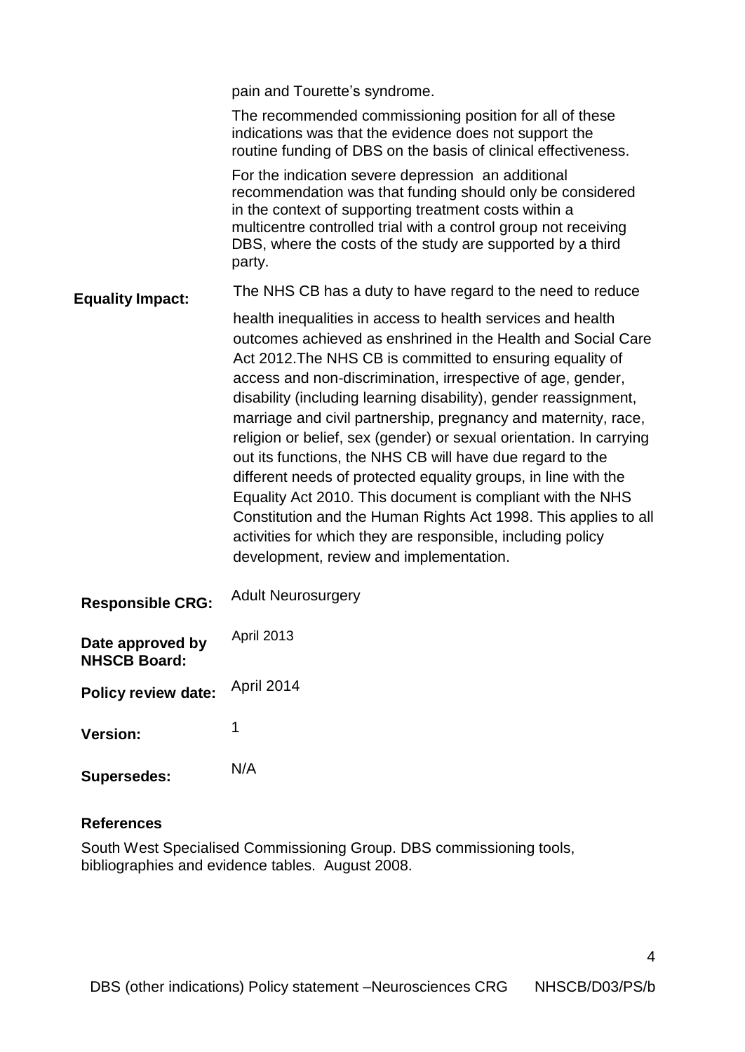pain and Tourette's syndrome.

The recommended commissioning position for all of these indications was that the evidence does not support the routine funding of DBS on the basis of clinical effectiveness.

For the indication severe depression an additional recommendation was that funding should only be considered in the context of supporting treatment costs within a multicentre controlled trial with a control group not receiving DBS, where the costs of the study are supported by a third party.

| | |
|---|---|
| **Equality Impact:** | The NHS CB has a duty to have regard to the need to reduce health inequalities in access to health services and health outcomes achieved as enshrined in the Health and Social Care Act 2012.The NHS CB is committed to ensuring equality of access and non-discrimination, irrespective of age, gender, disability (including learning disability), gender reassignment, marriage and civil partnership, pregnancy and maternity, race, religion or belief, sex (gender) or sexual orientation. In carrying out its functions, the NHS CB will have due regard to the different needs of protected equality groups, in line with the Equality Act 2010. This document is compliant with the NHS Constitution and the Human Rights Act 1998. This applies to all activities for which they are responsible, including policy development, review and implementation. |
| **Responsible CRG:** | Adult Neurosurgery |
| **Date approved by NHSCB Board:** | April 2013 |
| **Policy review date:** | April 2014 |
| **Version:** | 1 |
| **Supersedes:** | N/A |

## References

South West Specialised Commissioning Group. DBS commissioning tools, bibliographies and evidence tables. August 2008.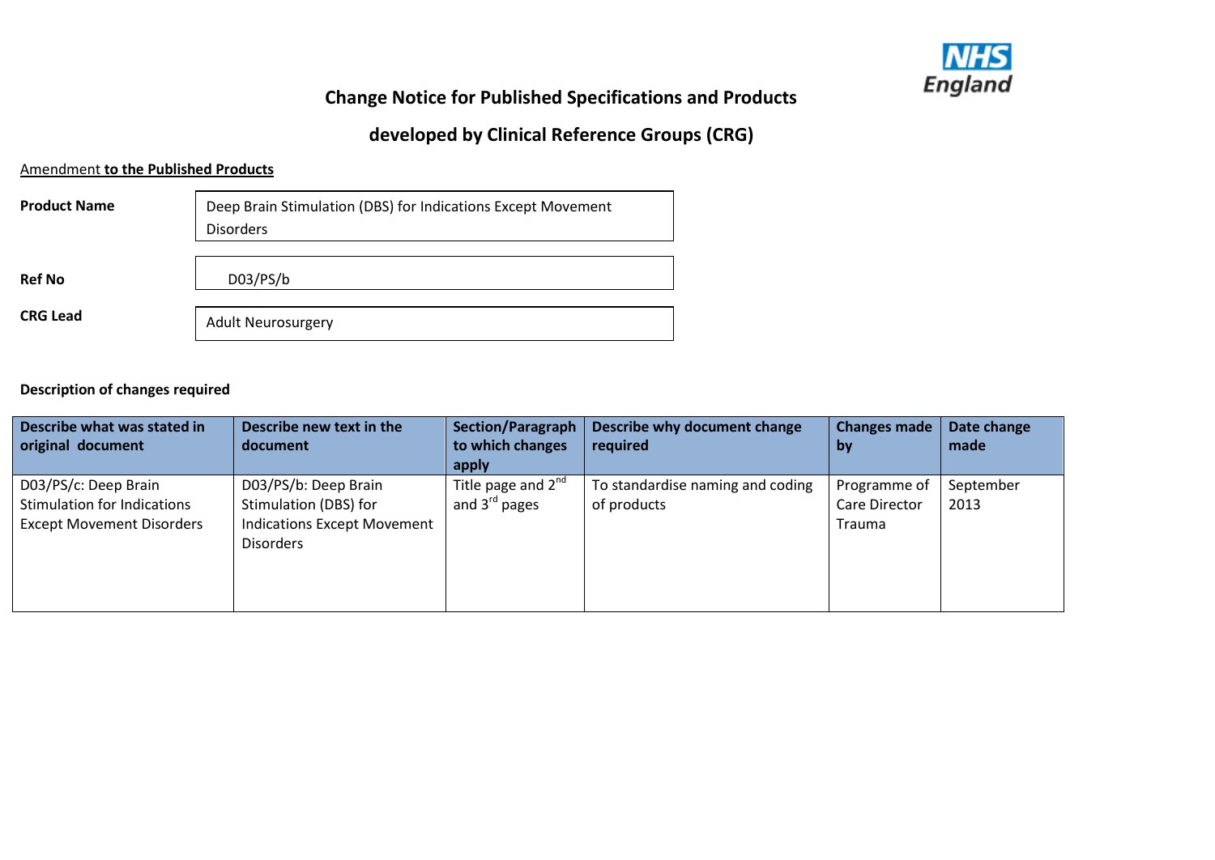# Change Notice for Published Specifications and Products

# developed by Clinical Reference Groups (CRG)

Amendment **to the Published Products**

**Product Name** Deep Brain Stimulation (DBS) for Indications Except Movement Disorders

**Ref No** D03/PS/b

**CRG Lead** Adult Neurosurgery

**Description of changes required**

| Describe what was stated in original document | Describe new text in the document | Section/Paragraph to which changes apply | Describe why document change required | Changes made by | Date change made |
|---|---|---|---|---|---|
| D03/PS/c: Deep Brain Stimulation for Indications Except Movement Disorders | D03/PS/b: Deep Brain Stimulation (DBS) for Indications Except Movement Disorders | Title page and 2nd and 3rd pages | To standardise naming and coding of products | Programme of Care Director Trauma | September 2013 |